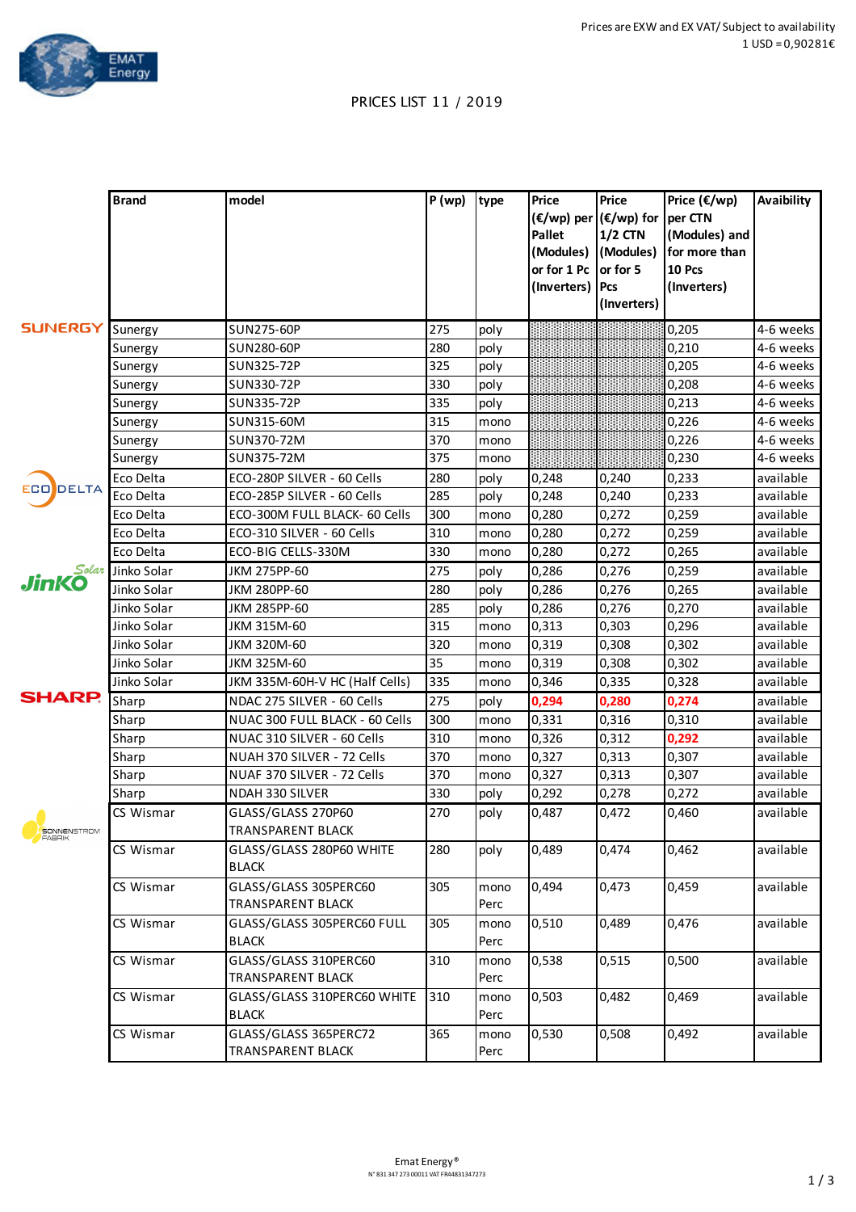Prices are EXW and EX VAT/ Subject to availability
1 USD = 0,90281€

EMAT Energy

# PRICES LIST 11 / 2019

| Brand | model | P (wp) | type | Price (€/wp) per Pallet (Modules) or for 1 Pc (Inverters) | Price (€/wp) for 1/2 CTN (Modules) or for 5 Pcs (Inverters) | Price (€/wp) per CTN (Modules) and for more than 10 Pcs (Inverters) | Avaibility |
|---|---|---|---|---|---|---|---|
| Sunergy | SUN275-60P | 275 | poly | | | 0,205 | 4-6 weeks |
| Sunergy | SUN280-60P | 280 | poly | | | 0,210 | 4-6 weeks |
| Sunergy | SUN325-72P | 325 | poly | | | 0,205 | 4-6 weeks |
| Sunergy | SUN330-72P | 330 | poly | | | 0,208 | 4-6 weeks |
| Sunergy | SUN335-72P | 335 | poly | | | 0,213 | 4-6 weeks |
| Sunergy | SUN315-60M | 315 | mono | | | 0,226 | 4-6 weeks |
| Sunergy | SUN370-72M | 370 | mono | | | 0,226 | 4-6 weeks |
| Sunergy | SUN375-72M | 375 | mono | | | 0,230 | 4-6 weeks |
| Eco Delta | ECO-280P SILVER - 60 Cells | 280 | poly | 0,248 | 0,240 | 0,233 | available |
| Eco Delta | ECO-285P SILVER - 60 Cells | 285 | poly | 0,248 | 0,240 | 0,233 | available |
| Eco Delta | ECO-300M FULL BLACK- 60 Cells | 300 | mono | 0,280 | 0,272 | 0,259 | available |
| Eco Delta | ECO-310 SILVER - 60 Cells | 310 | mono | 0,280 | 0,272 | 0,259 | available |
| Eco Delta | ECO-BIG CELLS-330M | 330 | mono | 0,280 | 0,272 | 0,265 | available |
| Jinko Solar | JKM 275PP-60 | 275 | poly | 0,286 | 0,276 | 0,259 | available |
| Jinko Solar | JKM 280PP-60 | 280 | poly | 0,286 | 0,276 | 0,265 | available |
| Jinko Solar | JKM 285PP-60 | 285 | poly | 0,286 | 0,276 | 0,270 | available |
| Jinko Solar | JKM 315M-60 | 315 | mono | 0,313 | 0,303 | 0,296 | available |
| Jinko Solar | JKM 320M-60 | 320 | mono | 0,319 | 0,308 | 0,302 | available |
| Jinko Solar | JKM 325M-60 | 35 | mono | 0,319 | 0,308 | 0,302 | available |
| Jinko Solar | JKM 335M-60H-V HC (Half Cells) | 335 | mono | 0,346 | 0,335 | 0,328 | available |
| Sharp | NDAC 275 SILVER - 60 Cells | 275 | poly | 0,294 | 0,280 | 0,274 | available |
| Sharp | NUAC 300 FULL BLACK - 60 Cells | 300 | mono | 0,331 | 0,316 | 0,310 | available |
| Sharp | NUAC 310 SILVER - 60 Cells | 310 | mono | 0,326 | 0,312 | 0,292 | available |
| Sharp | NUAH 370 SILVER - 72 Cells | 370 | mono | 0,327 | 0,313 | 0,307 | available |
| Sharp | NUAF 370 SILVER - 72 Cells | 370 | mono | 0,327 | 0,313 | 0,307 | available |
| Sharp | NDAH 330 SILVER | 330 | poly | 0,292 | 0,278 | 0,272 | available |
| CS Wismar | GLASS/GLASS 270P60 TRANSPARENT BLACK | 270 | poly | 0,487 | 0,472 | 0,460 | available |
| CS Wismar | GLASS/GLASS 280P60 WHITE BLACK | 280 | poly | 0,489 | 0,474 | 0,462 | available |
| CS Wismar | GLASS/GLASS 305PERC60 TRANSPARENT BLACK | 305 | mono Perc | 0,494 | 0,473 | 0,459 | available |
| CS Wismar | GLASS/GLASS 305PERC60 FULL BLACK | 305 | mono Perc | 0,510 | 0,489 | 0,476 | available |
| CS Wismar | GLASS/GLASS 310PERC60 TRANSPARENT BLACK | 310 | mono Perc | 0,538 | 0,515 | 0,500 | available |
| CS Wismar | GLASS/GLASS 310PERC60 WHITE BLACK | 310 | mono Perc | 0,503 | 0,482 | 0,469 | available |
| CS Wismar | GLASS/GLASS 365PERC72 TRANSPARENT BLACK | 365 | mono Perc | 0,530 | 0,508 | 0,492 | available |

Emat Energy®
N° 831 347 273 00011 VAT FR44831347273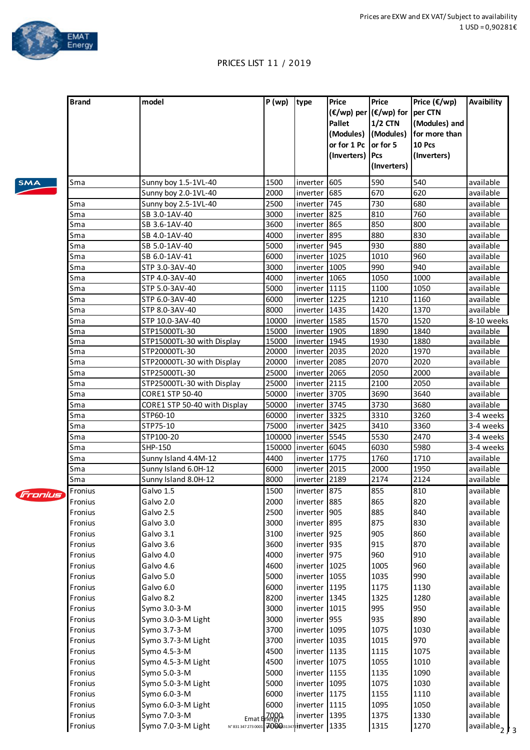Prices are EXW and EX VAT/ Subject to availability
1 USD = 0,90281€

EMAT Energy

PRICES LIST 11 / 2019

| Brand | model | P (wp) | type | Price (€/wp) per Pallet (Modules) or for 1 Pc (Inverters) | Price (€/wp) for 1/2 CTN (Modules) or for 5 Pcs (Inverters) | Price (€/wp) per CTN (Modules) and for more than 10 Pcs (Inverters) | Avaibility |
|---|---|---|---|---|---|---|---|
| Sma | Sunny boy 1.5-1VL-40 | 1500 | inverter | 605 | 590 | 540 | available |
| | Sunny boy 2.0-1VL-40 | 2000 | inverter | 685 | 670 | 620 | available |
| Sma | Sunny boy 2.5-1VL-40 | 2500 | inverter | 745 | 730 | 680 | available |
| Sma | SB 3.0-1AV-40 | 3000 | inverter | 825 | 810 | 760 | available |
| Sma | SB 3.6-1AV-40 | 3600 | inverter | 865 | 850 | 800 | available |
| Sma | SB 4.0-1AV-40 | 4000 | inverter | 895 | 880 | 830 | available |
| Sma | SB 5.0-1AV-40 | 5000 | inverter | 945 | 930 | 880 | available |
| Sma | SB 6.0-1AV-41 | 6000 | inverter | 1025 | 1010 | 960 | available |
| Sma | STP 3.0-3AV-40 | 3000 | inverter | 1005 | 990 | 940 | available |
| Sma | STP 4.0-3AV-40 | 4000 | inverter | 1065 | 1050 | 1000 | available |
| Sma | STP 5.0-3AV-40 | 5000 | inverter | 1115 | 1100 | 1050 | available |
| Sma | STP 6.0-3AV-40 | 6000 | inverter | 1225 | 1210 | 1160 | available |
| Sma | STP 8.0-3AV-40 | 8000 | inverter | 1435 | 1420 | 1370 | available |
| Sma | STP 10.0-3AV-40 | 10000 | inverter | 1585 | 1570 | 1520 | 8-10 weeks |
| Sma | STP15000TL-30 | 15000 | inverter | 1905 | 1890 | 1840 | available |
| Sma | STP15000TL-30 with Display | 15000 | inverter | 1945 | 1930 | 1880 | available |
| Sma | STP20000TL-30 | 20000 | inverter | 2035 | 2020 | 1970 | available |
| Sma | STP20000TL-30 with Display | 20000 | inverter | 2085 | 2070 | 2020 | available |
| Sma | STP25000TL-30 | 25000 | inverter | 2065 | 2050 | 2000 | available |
| Sma | STP25000TL-30 with Display | 25000 | inverter | 2115 | 2100 | 2050 | available |
| Sma | CORE1 STP 50-40 | 50000 | inverter | 3705 | 3690 | 3640 | available |
| Sma | CORE1 STP 50-40 with Display | 50000 | inverter | 3745 | 3730 | 3680 | available |
| Sma | STP60-10 | 60000 | inverter | 3325 | 3310 | 3260 | 3-4 weeks |
| Sma | STP75-10 | 75000 | inverter | 3425 | 3410 | 3360 | 3-4 weeks |
| Sma | STP100-20 | 100000 | inverter | 5545 | 5530 | 2470 | 3-4 weeks |
| Sma | SHP-150 | 150000 | inverter | 6045 | 6030 | 5980 | 3-4 weeks |
| Sma | Sunny Island 4.4M-12 | 4400 | inverter | 1775 | 1760 | 1710 | available |
| Sma | Sunny Island 6.0H-12 | 6000 | inverter | 2015 | 2000 | 1950 | available |
| Sma | Sunny Island 8.0H-12 | 8000 | inverter | 2189 | 2174 | 2124 | available |
| Fronius | Galvo 1.5 | 1500 | inverter | 875 | 855 | 810 | available |
| Fronius | Galvo 2.0 | 2000 | inverter | 885 | 865 | 820 | available |
| Fronius | Galvo 2.5 | 2500 | inverter | 905 | 885 | 840 | available |
| Fronius | Galvo 3.0 | 3000 | inverter | 895 | 875 | 830 | available |
| Fronius | Galvo 3.1 | 3100 | inverter | 925 | 905 | 860 | available |
| Fronius | Galvo 3.6 | 3600 | inverter | 935 | 915 | 870 | available |
| Fronius | Galvo 4.0 | 4000 | inverter | 975 | 960 | 910 | available |
| Fronius | Galvo 4.6 | 4600 | inverter | 1025 | 1005 | 960 | available |
| Fronius | Galvo 5.0 | 5000 | inverter | 1055 | 1035 | 990 | available |
| Fronius | Galvo 6.0 | 6000 | inverter | 1195 | 1175 | 1130 | available |
| Fronius | Galvo 8.2 | 8200 | inverter | 1345 | 1325 | 1280 | available |
| Fronius | Symo 3.0-3-M | 3000 | inverter | 1015 | 995 | 950 | available |
| Fronius | Symo 3.0-3-M Light | 3000 | inverter | 955 | 935 | 890 | available |
| Fronius | Symo 3.7-3-M | 3700 | inverter | 1095 | 1075 | 1030 | available |
| Fronius | Symo 3.7-3-M Light | 3700 | inverter | 1035 | 1015 | 970 | available |
| Fronius | Symo 4.5-3-M | 4500 | inverter | 1135 | 1115 | 1075 | available |
| Fronius | Symo 4.5-3-M Light | 4500 | inverter | 1075 | 1055 | 1010 | available |
| Fronius | Symo 5.0-3-M | 5000 | inverter | 1155 | 1135 | 1090 | available |
| Fronius | Symo 5.0-3-M Light | 5000 | inverter | 1095 | 1075 | 1030 | available |
| Fronius | Symo 6.0-3-M | 6000 | inverter | 1175 | 1155 | 1110 | available |
| Fronius | Symo 6.0-3-M Light | 6000 | inverter | 1115 | 1095 | 1050 | available |
| Fronius | Symo 7.0-3-M | 7000 | inverter | 1395 | 1375 | 1330 | available |
| Fronius | Symo 7.0-3-M Light | 7000 | inverter | 1335 | 1315 | 1270 | available |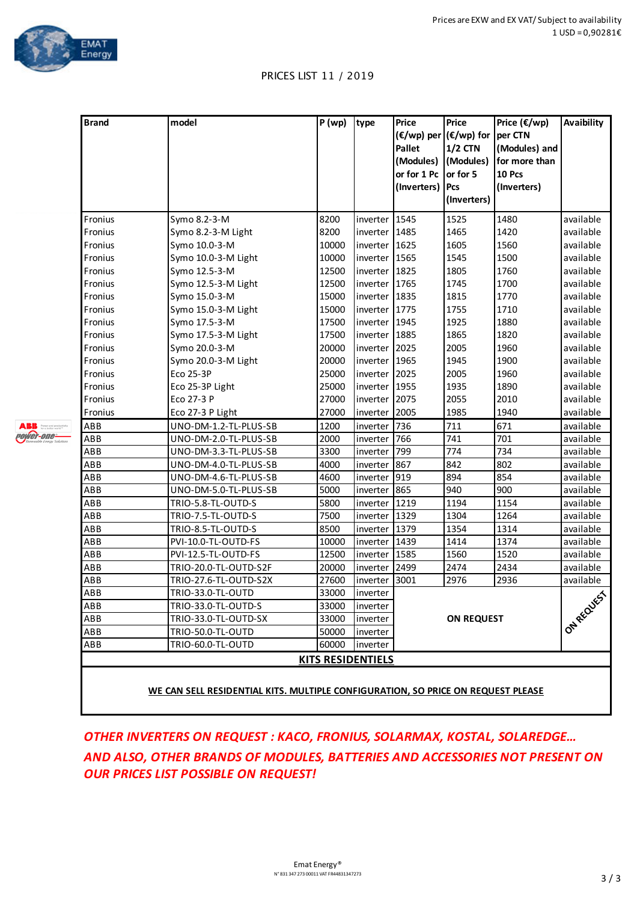Prices are EXW and EX VAT/ Subject to availability
1 USD = 0,90281€

EMAT Energy

PRICES LIST 11 / 2019

| Brand | model | P (wp) | type | Price (€/wp) per Pallet (Modules) or for 1 Pc (Inverters) | Price (€/wp) for 1/2 CTN (Modules) or for 5 Pcs (Inverters) | Price (€/wp) per CTN (Modules) and for more than 10 Pcs (Inverters) | Avaibility |
|---|---|---|---|---|---|---|---|
| Fronius | Symo 8.2-3-M | 8200 | inverter | 1545 | 1525 | 1480 | available |
| Fronius | Symo 8.2-3-M Light | 8200 | inverter | 1485 | 1465 | 1420 | available |
| Fronius | Symo 10.0-3-M | 10000 | inverter | 1625 | 1605 | 1560 | available |
| Fronius | Symo 10.0-3-M Light | 10000 | inverter | 1565 | 1545 | 1500 | available |
| Fronius | Symo 12.5-3-M | 12500 | inverter | 1825 | 1805 | 1760 | available |
| Fronius | Symo 12.5-3-M Light | 12500 | inverter | 1765 | 1745 | 1700 | available |
| Fronius | Symo 15.0-3-M | 15000 | inverter | 1835 | 1815 | 1770 | available |
| Fronius | Symo 15.0-3-M Light | 15000 | inverter | 1775 | 1755 | 1710 | available |
| Fronius | Symo 17.5-3-M | 17500 | inverter | 1945 | 1925 | 1880 | available |
| Fronius | Symo 17.5-3-M Light | 17500 | inverter | 1885 | 1865 | 1820 | available |
| Fronius | Symo 20.0-3-M | 20000 | inverter | 2025 | 2005 | 1960 | available |
| Fronius | Symo 20.0-3-M Light | 20000 | inverter | 1965 | 1945 | 1900 | available |
| Fronius | Eco 25-3P | 25000 | inverter | 2025 | 2005 | 1960 | available |
| Fronius | Eco 25-3P Light | 25000 | inverter | 1955 | 1935 | 1890 | available |
| Fronius | Eco 27-3 P | 27000 | inverter | 2075 | 2055 | 2010 | available |
| Fronius | Eco 27-3 P Light | 27000 | inverter | 2005 | 1985 | 1940 | available |
| ABB | UNO-DM-1.2-TL-PLUS-SB | 1200 | inverter | 736 | 711 | 671 | available |
| ABB | UNO-DM-2.0-TL-PLUS-SB | 2000 | inverter | 766 | 741 | 701 | available |
| ABB | UNO-DM-3.3-TL-PLUS-SB | 3300 | inverter | 799 | 774 | 734 | available |
| ABB | UNO-DM-4.0-TL-PLUS-SB | 4000 | inverter | 867 | 842 | 802 | available |
| ABB | UNO-DM-4.6-TL-PLUS-SB | 4600 | inverter | 919 | 894 | 854 | available |
| ABB | UNO-DM-5.0-TL-PLUS-SB | 5000 | inverter | 865 | 940 | 900 | available |
| ABB | TRIO-5.8-TL-OUTD-S | 5800 | inverter | 1219 | 1194 | 1154 | available |
| ABB | TRIO-7.5-TL-OUTD-S | 7500 | inverter | 1329 | 1304 | 1264 | available |
| ABB | TRIO-8.5-TL-OUTD-S | 8500 | inverter | 1379 | 1354 | 1314 | available |
| ABB | PVI-10.0-TL-OUTD-FS | 10000 | inverter | 1439 | 1414 | 1374 | available |
| ABB | PVI-12.5-TL-OUTD-FS | 12500 | inverter | 1585 | 1560 | 1520 | available |
| ABB | TRIO-20.0-TL-OUTD-S2F | 20000 | inverter | 2499 | 2474 | 2434 | available |
| ABB | TRIO-27.6-TL-OUTD-S2X | 27600 | inverter | 3001 | 2976 | 2936 | available |
| ABB | TRIO-33.0-TL-OUTD | 33000 | inverter | ON REQUEST | | | ON REQUEST |
| ABB | TRIO-33.0-TL-OUTD-S | 33000 | inverter | | | | |
| ABB | TRIO-33.0-TL-OUTD-SX | 33000 | inverter | | | | |
| ABB | TRIO-50.0-TL-OUTD | 50000 | inverter | | | | |
| ABB | TRIO-60.0-TL-OUTD | 60000 | inverter | | | | |

**KITS RESIDENTIELS**

**WE CAN SELL RESIDENTIAL KITS. MULTIPLE CONFIGURATION, SO PRICE ON REQUEST PLEASE**

***OTHER INVERTERS ON REQUEST : KACO, FRONIUS, SOLARMAX, KOSTAL, SOLAREDGE…***

***AND ALSO, OTHER BRANDS OF MODULES, BATTERIES AND ACCESSORIES NOT PRESENT ON OUR PRICES LIST POSSIBLE ON REQUEST!***

Emat Energy®
N° 831 347 273 00011 VAT FR44831347273